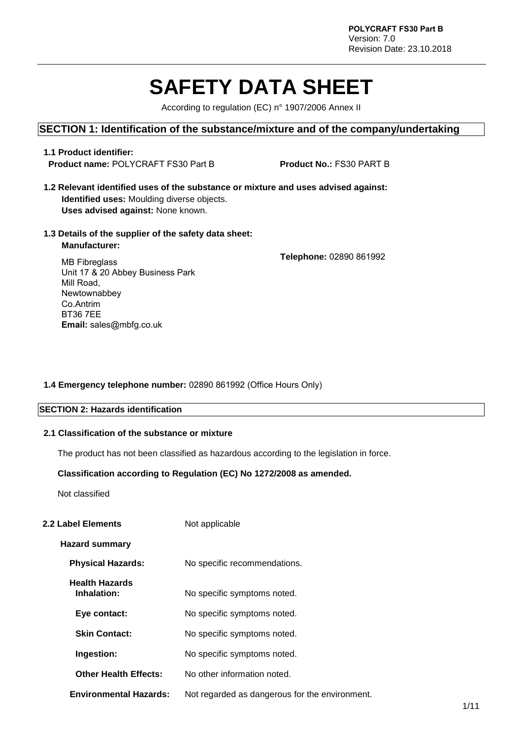# SAFETY DATA SHEET

According to regulation (EC) n° 1907/2006 Annex II

## SECTION 1: Identification of the substance/mixture and of the company/undertaking

### 1.1 Product identifier:

**Product name:** POLYCRAFT FS30 Part B **Product No.:** FS30 PART B

### 1.2 Relevant identified uses of the substance or mixture and uses advised against:

**Identified uses:** Moulding diverse objects.
**Uses advised against:** None known.

### 1.3 Details of the supplier of the safety data sheet:

**Manufacturer:**

MB Fibreglass
Unit 17 & 20 Abbey Business Park
Mill Road,
Newtownabbey
Co.Antrim
BT36 7EE
**Email:** sales@mbfg.co.uk

**Telephone:** 02890 861992

### 1.4 Emergency telephone number: 02890 861992 (Office Hours Only)

## SECTION 2: Hazards identification

### 2.1 Classification of the substance or mixture

The product has not been classified as hazardous according to the legislation in force.

**Classification according to Regulation (EC) No 1272/2008 as amended.**

Not classified

### 2.2 Label Elements

Not applicable

**Hazard summary**

**Physical Hazards:** No specific recommendations.

**Health Hazards**

**Inhalation:** No specific symptoms noted.

**Eye contact:** No specific symptoms noted.

**Skin Contact:** No specific symptoms noted.

**Ingestion:** No specific symptoms noted.

**Other Health Effects:** No other information noted.

**Environmental Hazards:** Not regarded as dangerous for the environment.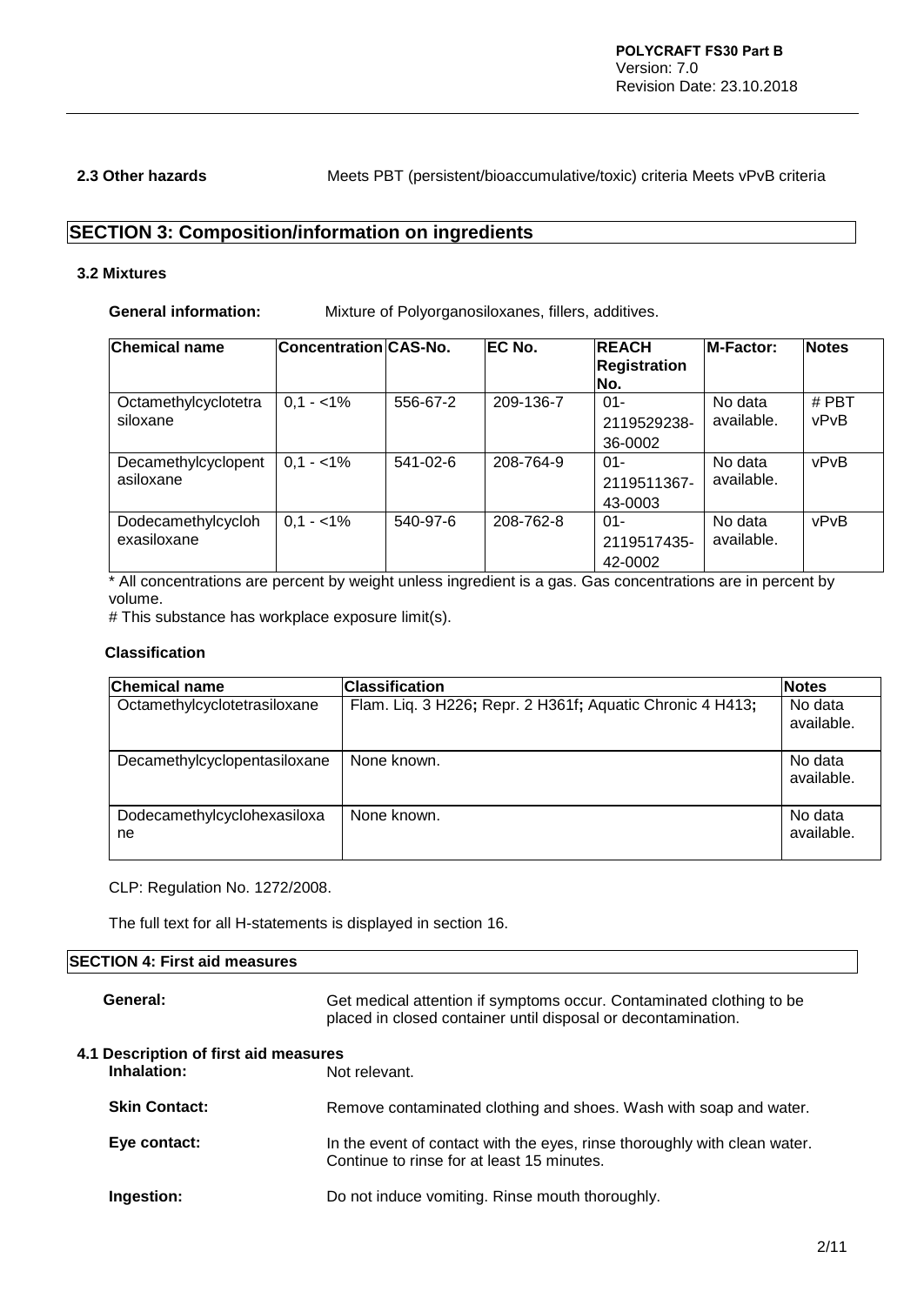**2.3 Other hazards** Meets PBT (persistent/bioaccumulative/toxic) criteria Meets vPvB criteria

## SECTION 3: Composition/information on ingredients

### 3.2 Mixtures

**General information:** Mixture of Polyorganosiloxanes, fillers, additives.

| Chemical name | Concentration | CAS-No. | EC No. | REACH Registration No. | M-Factor: | Notes |
|---|---|---|---|---|---|---|
| Octamethylcyclotetrasiloxane | 0,1 - <1% | 556-67-2 | 209-136-7 | 01-2119529238-36-0002 | No data available. | # PBT vPvB |
| Decamethylcyclopentasiloxane | 0,1 - <1% | 541-02-6 | 208-764-9 | 01-2119511367-43-0003 | No data available. | vPvB |
| Dodecamethylcyclohexasiloxane | 0,1 - <1% | 540-97-6 | 208-762-8 | 01-2119517435-42-0002 | No data available. | vPvB |

* All concentrations are percent by weight unless ingredient is a gas. Gas concentrations are in percent by volume.

# This substance has workplace exposure limit(s).

**Classification**

| Chemical name | Classification | Notes |
|---|---|---|
| Octamethylcyclotetrasiloxane | Flam. Liq. 3 H226; Repr. 2 H361f; Aquatic Chronic 4 H413; | No data available. |
| Decamethylcyclopentasiloxane | None known. | No data available. |
| Dodecamethylcyclohexasiloxane | None known. | No data available. |

CLP: Regulation No. 1272/2008.

The full text for all H-statements is displayed in section 16.

## SECTION 4: First aid measures

**General:** Get medical attention if symptoms occur. Contaminated clothing to be placed in closed container until disposal or decontamination.

**4.1 Description of first aid measures**

**Inhalation:** Not relevant.

**Skin Contact:** Remove contaminated clothing and shoes. Wash with soap and water.

**Eye contact:** In the event of contact with the eyes, rinse thoroughly with clean water. Continue to rinse for at least 15 minutes.

**Ingestion:** Do not induce vomiting. Rinse mouth thoroughly.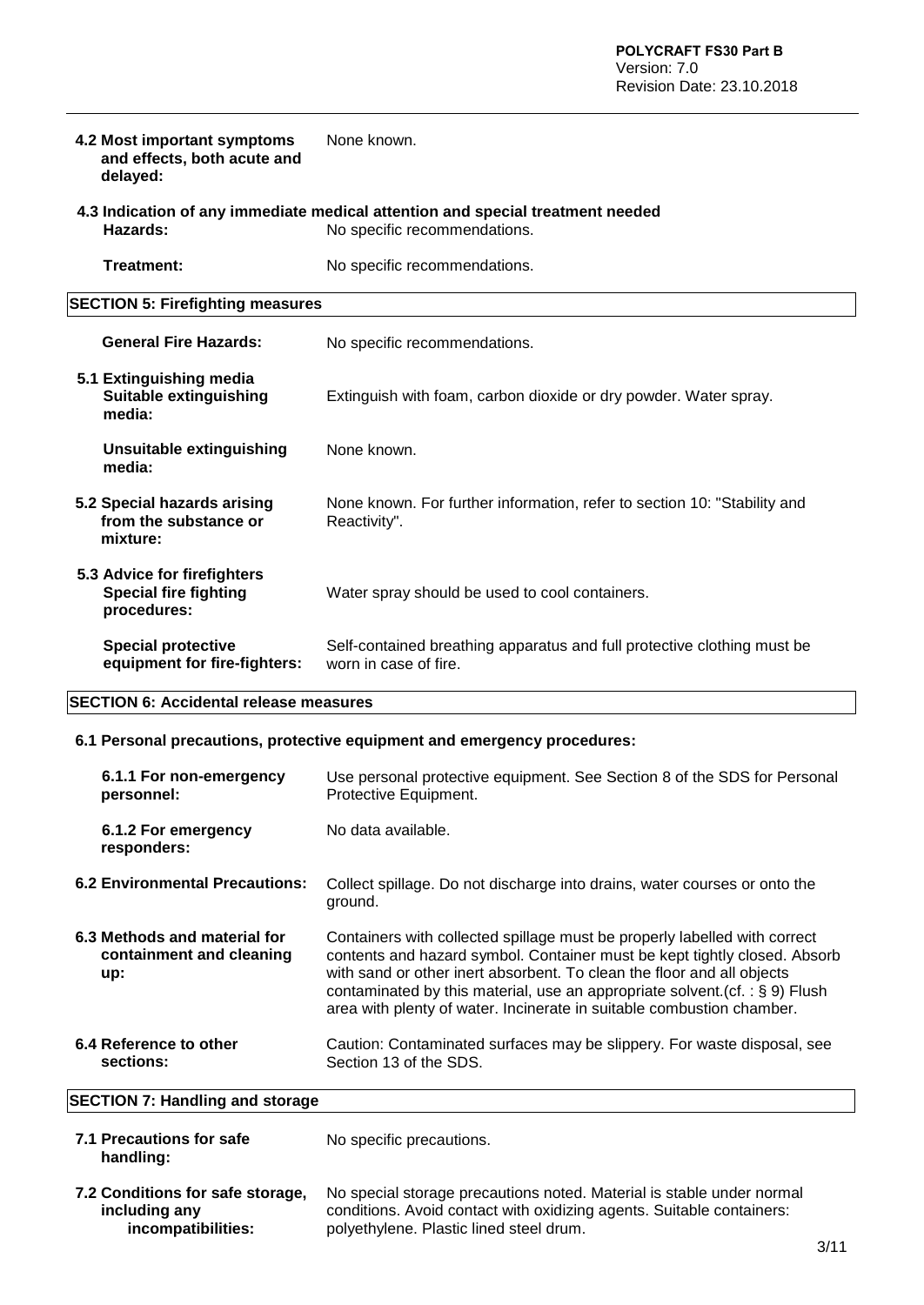**4.2 Most important symptoms and effects, both acute and delayed:** None known.

**4.3 Indication of any immediate medical attention and special treatment needed**

**Hazards:** No specific recommendations.

**Treatment:** No specific recommendations.

## SECTION 5: Firefighting measures

**General Fire Hazards:** No specific recommendations.

**5.1 Extinguishing media**

**Suitable extinguishing media:** Extinguish with foam, carbon dioxide or dry powder. Water spray.

**Unsuitable extinguishing media:** None known.

**5.2 Special hazards arising from the substance or mixture:** None known. For further information, refer to section 10: "Stability and Reactivity".

**5.3 Advice for firefighters**

**Special fire fighting procedures:** Water spray should be used to cool containers.

**Special protective equipment for fire-fighters:** Self-contained breathing apparatus and full protective clothing must be worn in case of fire.

## SECTION 6: Accidental release measures

**6.1 Personal precautions, protective equipment and emergency procedures:**

**6.1.1 For non-emergency personnel:** Use personal protective equipment. See Section 8 of the SDS for Personal Protective Equipment.

**6.1.2 For emergency responders:** No data available.

**6.2 Environmental Precautions:** Collect spillage. Do not discharge into drains, water courses or onto the ground.

**6.3 Methods and material for containment and cleaning up:** Containers with collected spillage must be properly labelled with correct contents and hazard symbol. Container must be kept tightly closed. Absorb with sand or other inert absorbent. To clean the floor and all objects contaminated by this material, use an appropriate solvent.(cf. : § 9) Flush area with plenty of water. Incinerate in suitable combustion chamber.

**6.4 Reference to other sections:** Caution: Contaminated surfaces may be slippery. For waste disposal, see Section 13 of the SDS.

## SECTION 7: Handling and storage

**7.1 Precautions for safe handling:** No specific precautions.

**7.2 Conditions for safe storage, including any incompatibilities:** No special storage precautions noted. Material is stable under normal conditions. Avoid contact with oxidizing agents. Suitable containers: polyethylene. Plastic lined steel drum.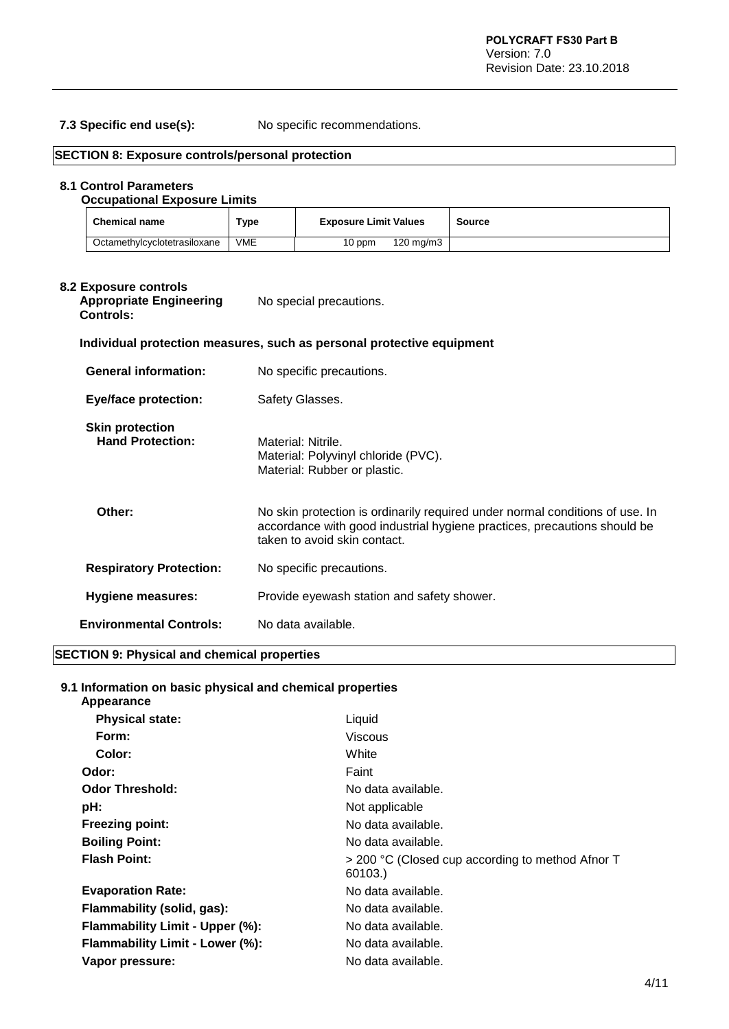**7.3 Specific end use(s):** No specific recommendations.

## SECTION 8: Exposure controls/personal protection

### 8.1 Control Parameters

**Occupational Exposure Limits**

| Chemical name | Type | Exposure Limit Values | | Source |
|---|---|---|---|---|
| Octamethylcyclotetrasiloxane | VME | 10 ppm | 120 mg/m3 | |

### 8.2 Exposure controls

**Appropriate Engineering Controls:** No special precautions.

**Individual protection measures, such as personal protective equipment**

**General information:** No specific precautions.

**Eye/face protection:** Safety Glasses.

**Skin protection**

**Hand Protection:** Material: Nitrile.
Material: Polyvinyl chloride (PVC).
Material: Rubber or plastic.

**Other:** No skin protection is ordinarily required under normal conditions of use. In accordance with good industrial hygiene practices, precautions should be taken to avoid skin contact.

**Respiratory Protection:** No specific precautions.

**Hygiene measures:** Provide eyewash station and safety shower.

**Environmental Controls:** No data available.

## SECTION 9: Physical and chemical properties

### 9.1 Information on basic physical and chemical properties

**Appearance**

**Physical state:** Liquid

**Form:** Viscous

**Color:** White

**Odor:** Faint

**Odor Threshold:** No data available.

**pH:** Not applicable

**Freezing point:** No data available.

**Boiling Point:** No data available.

**Flash Point:** > 200 °C (Closed cup according to method Afnor T 60103.)

**Evaporation Rate:** No data available.

**Flammability (solid, gas):** No data available.

**Flammability Limit - Upper (%):** No data available.

**Flammability Limit - Lower (%):** No data available.

**Vapor pressure:** No data available.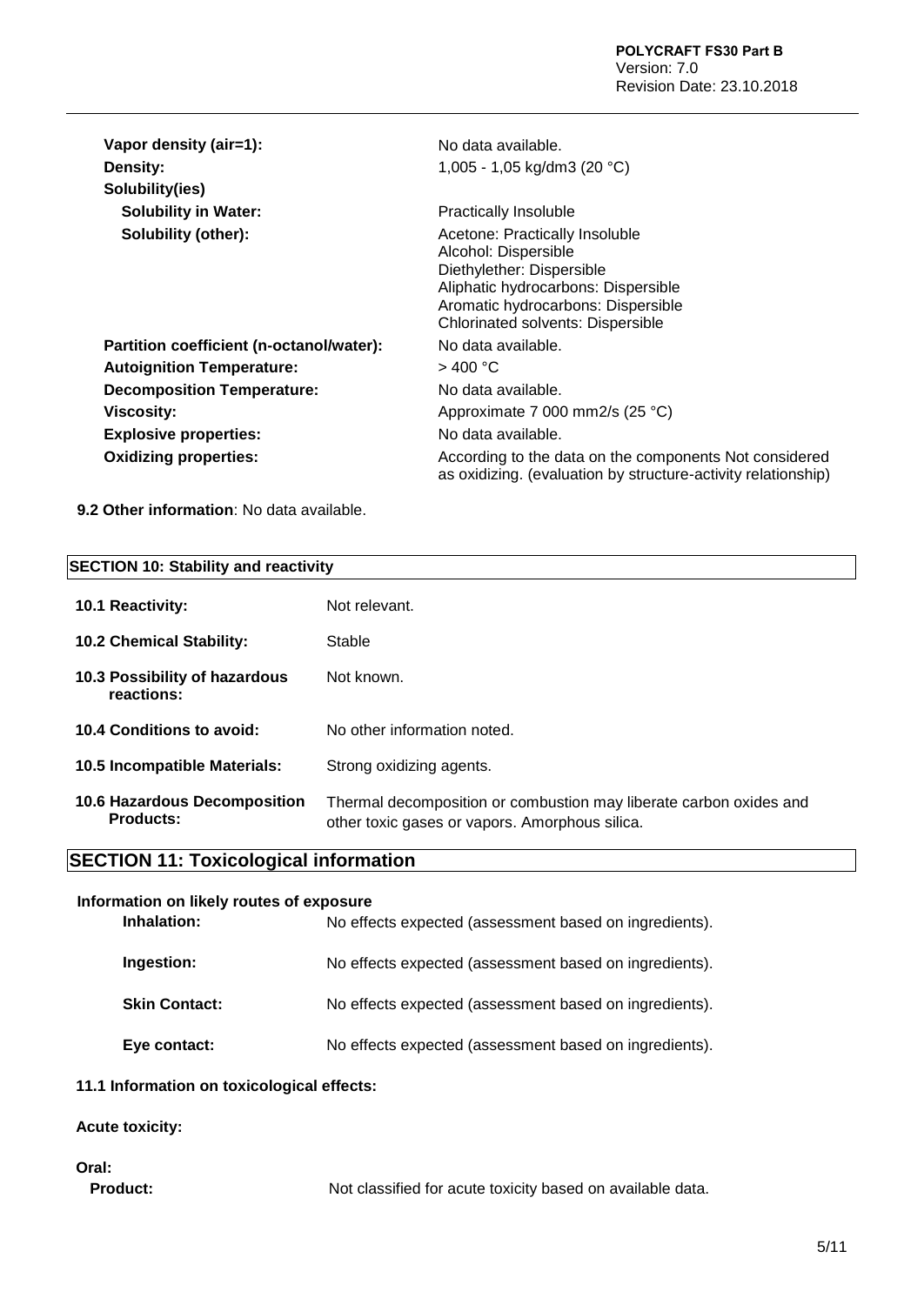| | |
|---|---|
| **Vapor density (air=1):** | No data available. |
| **Density:** | 1,005 - 1,05 kg/dm3 (20 °C) |
| **Solubility(ies)** | |
| **Solubility in Water:** | Practically Insoluble |
| **Solubility (other):** | Acetone: Practically Insoluble<br>Alcohol: Dispersible<br>Diethylether: Dispersible<br>Aliphatic hydrocarbons: Dispersible<br>Aromatic hydrocarbons: Dispersible<br>Chlorinated solvents: Dispersible |
| **Partition coefficient (n-octanol/water):** | No data available. |
| **Autoignition Temperature:** | > 400 °C |
| **Decomposition Temperature:** | No data available. |
| **Viscosity:** | Approximate 7 000 mm2/s (25 °C) |
| **Explosive properties:** | No data available. |
| **Oxidizing properties:** | According to the data on the components Not considered as oxidizing. (evaluation by structure-activity relationship) |

**9.2 Other information**: No data available.

## SECTION 10: Stability and reactivity

| | |
|---|---|
| **10.1 Reactivity:** | Not relevant. |
| **10.2 Chemical Stability:** | Stable |
| **10.3 Possibility of hazardous reactions:** | Not known. |
| **10.4 Conditions to avoid:** | No other information noted. |
| **10.5 Incompatible Materials:** | Strong oxidizing agents. |
| **10.6 Hazardous Decomposition Products:** | Thermal decomposition or combustion may liberate carbon oxides and other toxic gases or vapors. Amorphous silica. |

## SECTION 11: Toxicological information

**Information on likely routes of exposure**

| | |
|---|---|
| **Inhalation:** | No effects expected (assessment based on ingredients). |
| **Ingestion:** | No effects expected (assessment based on ingredients). |
| **Skin Contact:** | No effects expected (assessment based on ingredients). |
| **Eye contact:** | No effects expected (assessment based on ingredients). |

**11.1 Information on toxicological effects:**

**Acute toxicity:**

**Oral:**

**Product:** Not classified for acute toxicity based on available data.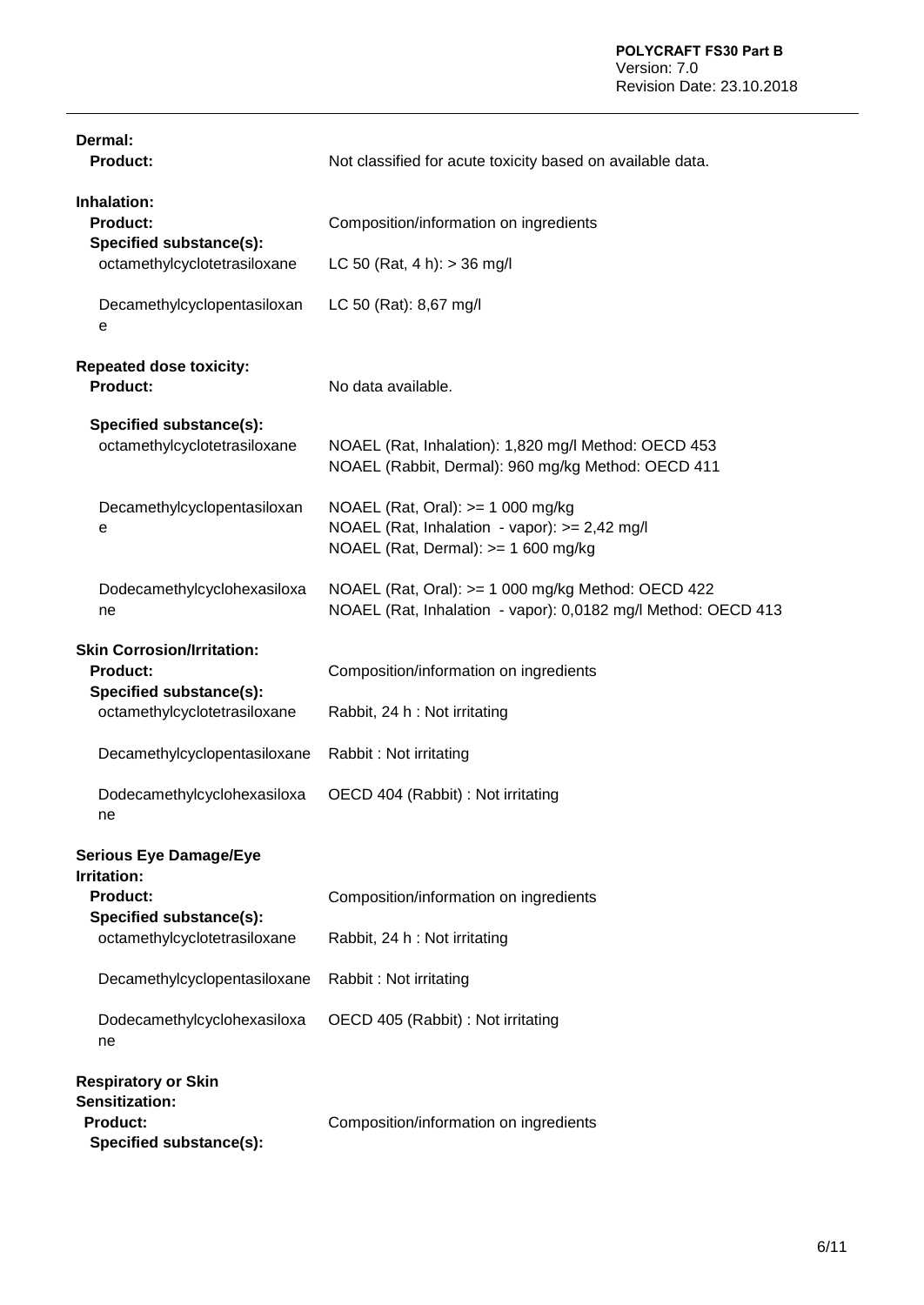**Dermal:**

**Product:** Not classified for acute toxicity based on available data.

**Inhalation:**

**Product:** Composition/information on ingredients

**Specified substance(s):**

| | |
|---|---|
| octamethylcyclotetrasiloxane | LC 50 (Rat, 4 h): > 36 mg/l |
| Decamethylcyclopentasiloxane | LC 50 (Rat): 8,67 mg/l |

**Repeated dose toxicity:**

**Product:** No data available.

**Specified substance(s):**

| | |
|---|---|
| octamethylcyclotetrasiloxane | NOAEL (Rat, Inhalation): 1,820 mg/l Method: OECD 453<br>NOAEL (Rabbit, Dermal): 960 mg/kg Method: OECD 411 |
| Decamethylcyclopentasiloxane | NOAEL (Rat, Oral): >= 1 000 mg/kg<br>NOAEL (Rat, Inhalation - vapor): >= 2,42 mg/l<br>NOAEL (Rat, Dermal): >= 1 600 mg/kg |
| Dodecamethylcyclohexasiloxane | NOAEL (Rat, Oral): >= 1 000 mg/kg Method: OECD 422<br>NOAEL (Rat, Inhalation - vapor): 0,0182 mg/l Method: OECD 413 |

**Skin Corrosion/Irritation:**

**Product:** Composition/information on ingredients

**Specified substance(s):**

| | |
|---|---|
| octamethylcyclotetrasiloxane | Rabbit, 24 h : Not irritating |
| Decamethylcyclopentasiloxane | Rabbit : Not irritating |
| Dodecamethylcyclohexasiloxane | OECD 404 (Rabbit) : Not irritating |

**Serious Eye Damage/Eye Irritation:**

**Product:** Composition/information on ingredients

**Specified substance(s):**

| | |
|---|---|
| octamethylcyclotetrasiloxane | Rabbit, 24 h : Not irritating |
| Decamethylcyclopentasiloxane | Rabbit : Not irritating |
| Dodecamethylcyclohexasiloxane | OECD 405 (Rabbit) : Not irritating |

**Respiratory or Skin Sensitization:**

**Product:** Composition/information on ingredients

**Specified substance(s):**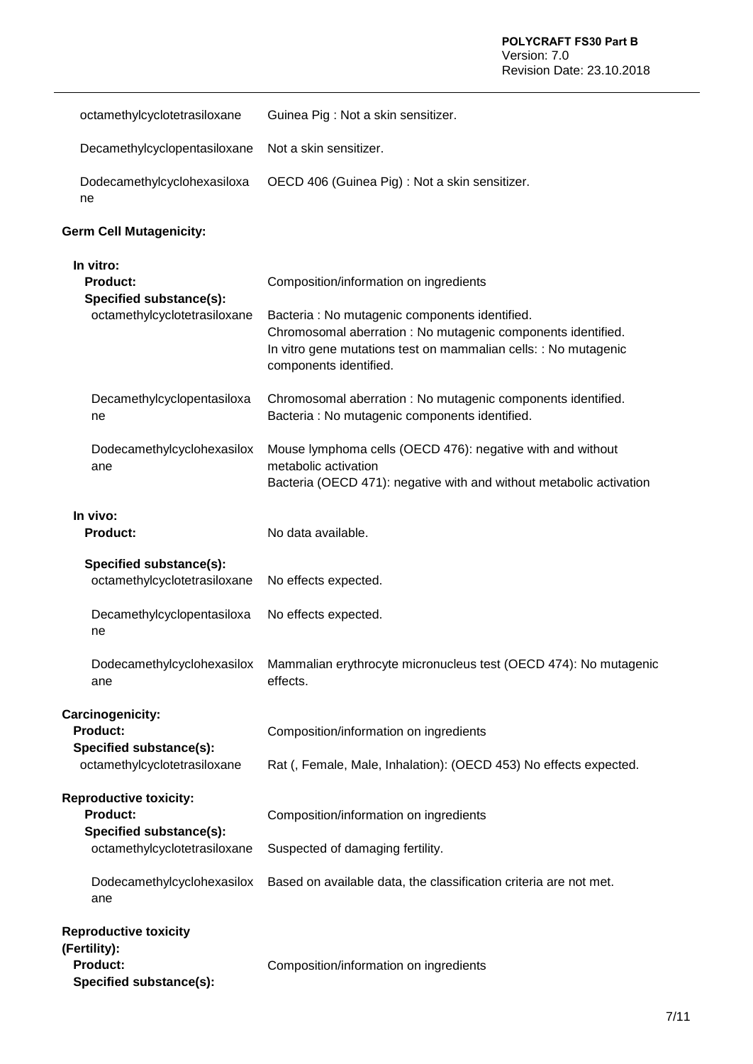| | |
|---|---|
| octamethylcyclotetrasiloxane | Guinea Pig : Not a skin sensitizer. |
| Decamethylcyclopentasiloxane | Not a skin sensitizer. |
| Dodecamethylcyclohexasiloxane | OECD 406 (Guinea Pig) : Not a skin sensitizer. |

**Germ Cell Mutagenicity:**

**In vitro:**

| | |
|---|---|
| **Product:** | Composition/information on ingredients |
| **Specified substance(s):** | |
| octamethylcyclotetrasiloxane | Bacteria : No mutagenic components identified.<br>Chromosomal aberration : No mutagenic components identified.<br>In vitro gene mutations test on mammalian cells: : No mutagenic components identified. |
| Decamethylcyclopentasiloxane | Chromosomal aberration : No mutagenic components identified.<br>Bacteria : No mutagenic components identified. |
| Dodecamethylcyclohexasiloxane | Mouse lymphoma cells (OECD 476): negative with and without metabolic activation<br>Bacteria (OECD 471): negative with and without metabolic activation |

**In vivo:**

| | |
|---|---|
| **Product:** | No data available. |
| **Specified substance(s):** | |
| octamethylcyclotetrasiloxane | No effects expected. |
| Decamethylcyclopentasiloxane | No effects expected. |
| Dodecamethylcyclohexasiloxane | Mammalian erythrocyte micronucleus test (OECD 474): No mutagenic effects. |

**Carcinogenicity:**

| | |
|---|---|
| **Product:** | Composition/information on ingredients |
| **Specified substance(s):** | |
| octamethylcyclotetrasiloxane | Rat (, Female, Male, Inhalation): (OECD 453) No effects expected. |

**Reproductive toxicity:**

| | |
|---|---|
| **Product:** | Composition/information on ingredients |
| **Specified substance(s):** | |
| octamethylcyclotetrasiloxane | Suspected of damaging fertility. |
| Dodecamethylcyclohexasiloxane | Based on available data, the classification criteria are not met. |

**Reproductive toxicity (Fertility):**

| | |
|---|---|
| **Product:** | Composition/information on ingredients |
| **Specified substance(s):** | |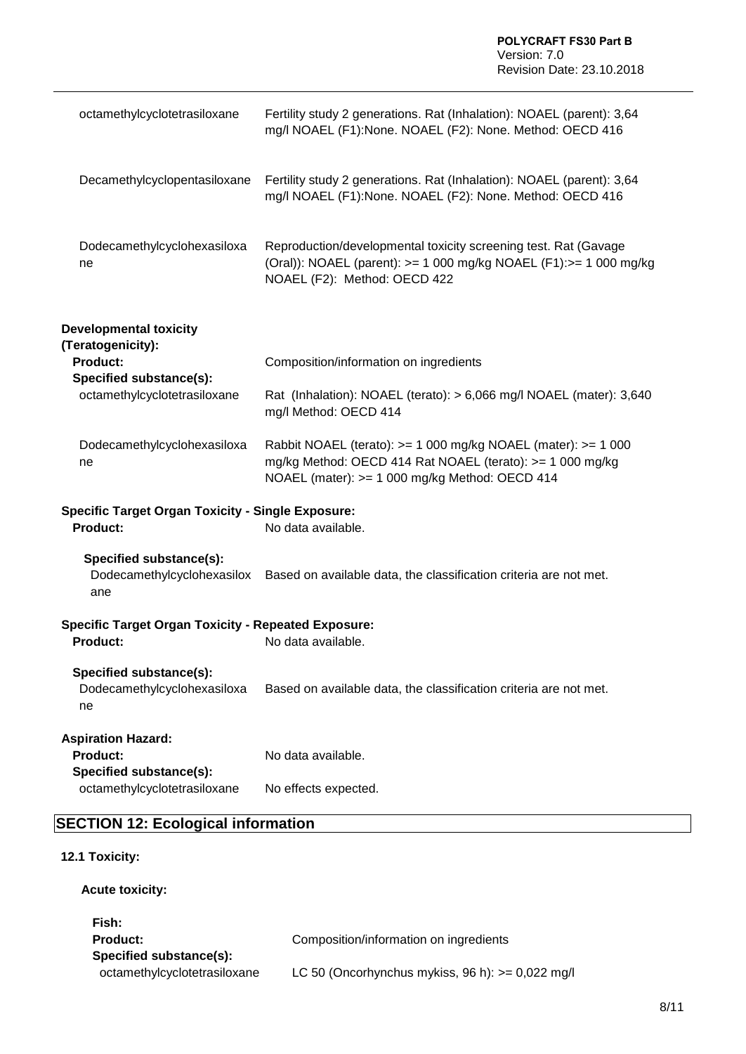| | |
|---|---|
| octamethylcyclotetrasiloxane | Fertility study 2 generations. Rat (Inhalation): NOAEL (parent): 3,64 mg/l NOAEL (F1):None. NOAEL (F2): None. Method: OECD 416 |
| Decamethylcyclopentasiloxane | Fertility study 2 generations. Rat (Inhalation): NOAEL (parent): 3,64 mg/l NOAEL (F1):None. NOAEL (F2): None. Method: OECD 416 |
| Dodecamethylcyclohexasiloxane | Reproduction/developmental toxicity screening test. Rat (Gavage (Oral)): NOAEL (parent): >= 1 000 mg/kg NOAEL (F1):>= 1 000 mg/kg NOAEL (F2): Method: OECD 422 |

**Developmental toxicity (Teratogenicity):**

**Product:** Composition/information on ingredients

**Specified substance(s):**

| | |
|---|---|
| octamethylcyclotetrasiloxane | Rat (Inhalation): NOAEL (terato): > 6,066 mg/l NOAEL (mater): 3,640 mg/l Method: OECD 414 |
| Dodecamethylcyclohexasiloxane | Rabbit NOAEL (terato): >= 1 000 mg/kg NOAEL (mater): >= 1 000 mg/kg Method: OECD 414 Rat NOAEL (terato): >= 1 000 mg/kg NOAEL (mater): >= 1 000 mg/kg Method: OECD 414 |

**Specific Target Organ Toxicity - Single Exposure:**

**Product:** No data available.

**Specified substance(s):**

Dodecamethylcyclohexasiloxane: Based on available data, the classification criteria are not met.

**Specific Target Organ Toxicity - Repeated Exposure:**

**Product:** No data available.

**Specified substance(s):**

Dodecamethylcyclohexasiloxane: Based on available data, the classification criteria are not met.

**Aspiration Hazard:**

**Product:** No data available.

**Specified substance(s):**

octamethylcyclotetrasiloxane: No effects expected.

## SECTION 12: Ecological information

### 12.1 Toxicity:

**Acute toxicity:**

**Fish:**

**Product:** Composition/information on ingredients

**Specified substance(s):**

octamethylcyclotetrasiloxane: LC 50 (Oncorhynchus mykiss, 96 h): >= 0,022 mg/l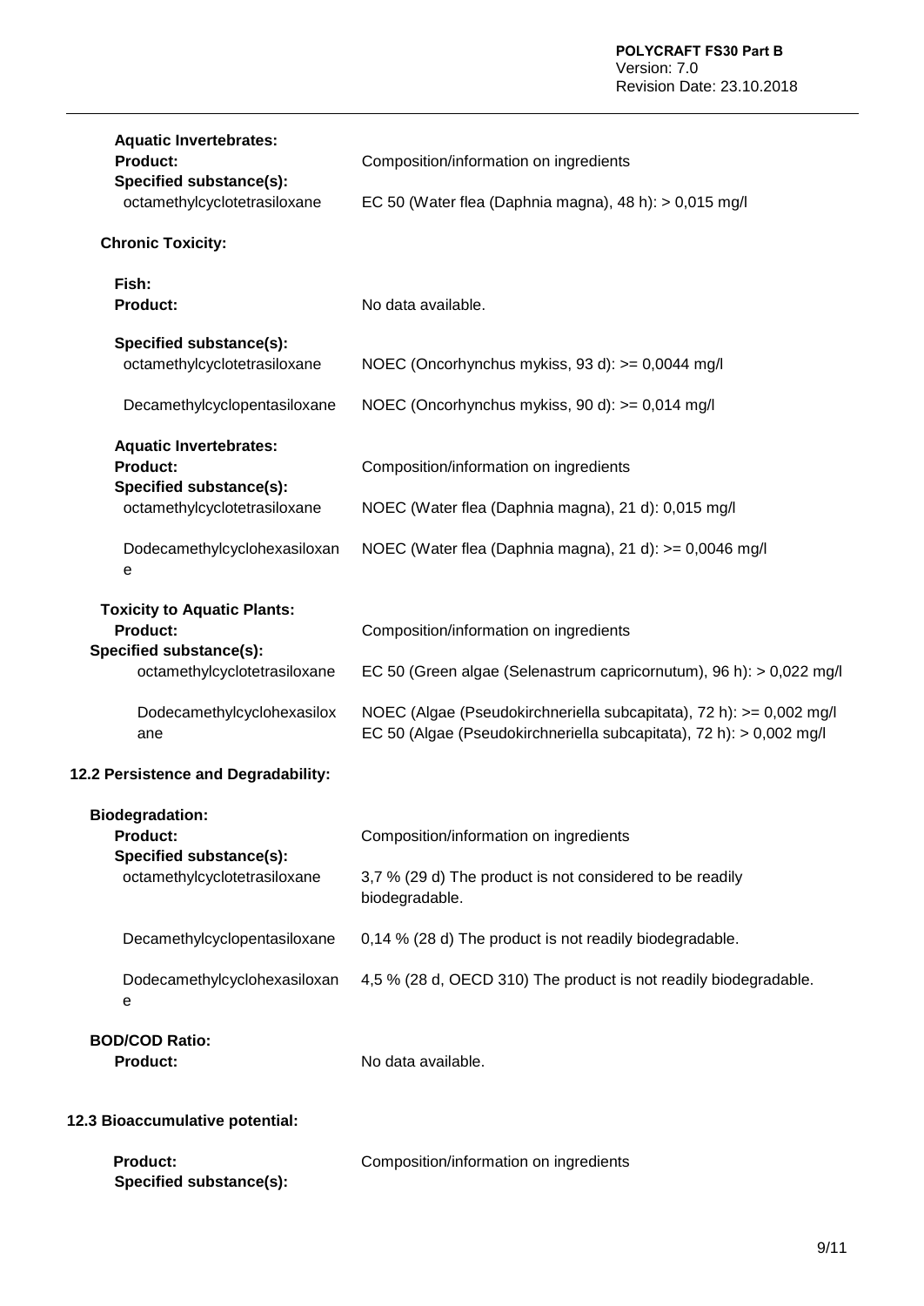**Aquatic Invertebrates:**

**Product:** Composition/information on ingredients

**Specified substance(s):**

octamethylcyclotetrasiloxane — EC 50 (Water flea (Daphnia magna), 48 h): > 0,015 mg/l

**Chronic Toxicity:**

**Fish:**

**Product:** No data available.

**Specified substance(s):**

octamethylcyclotetrasiloxane — NOEC (Oncorhynchus mykiss, 93 d): >= 0,0044 mg/l

Decamethylcyclopentasiloxane — NOEC (Oncorhynchus mykiss, 90 d): >= 0,014 mg/l

**Aquatic Invertebrates:**

**Product:** Composition/information on ingredients

**Specified substance(s):**

octamethylcyclotetrasiloxane — NOEC (Water flea (Daphnia magna), 21 d): 0,015 mg/l

Dodecamethylcyclohexasiloxane — NOEC (Water flea (Daphnia magna), 21 d): >= 0,0046 mg/l

**Toxicity to Aquatic Plants:**

**Product:** Composition/information on ingredients

**Specified substance(s):**

octamethylcyclotetrasiloxane — EC 50 (Green algae (Selenastrum capricornutum), 96 h): > 0,022 mg/l

Dodecamethylcyclohexasiloxane — NOEC (Algae (Pseudokirchneriella subcapitata), 72 h): >= 0,002 mg/l
EC 50 (Algae (Pseudokirchneriella subcapitata), 72 h): > 0,002 mg/l

## 12.2 Persistence and Degradability:

**Biodegradation:**

**Product:** Composition/information on ingredients

**Specified substance(s):**

octamethylcyclotetrasiloxane — 3,7 % (29 d) The product is not considered to be readily biodegradable.

Decamethylcyclopentasiloxane — 0,14 % (28 d) The product is not readily biodegradable.

Dodecamethylcyclohexasiloxane — 4,5 % (28 d, OECD 310) The product is not readily biodegradable.

**BOD/COD Ratio:**

**Product:** No data available.

## 12.3 Bioaccumulative potential:

**Product:** Composition/information on ingredients

**Specified substance(s):**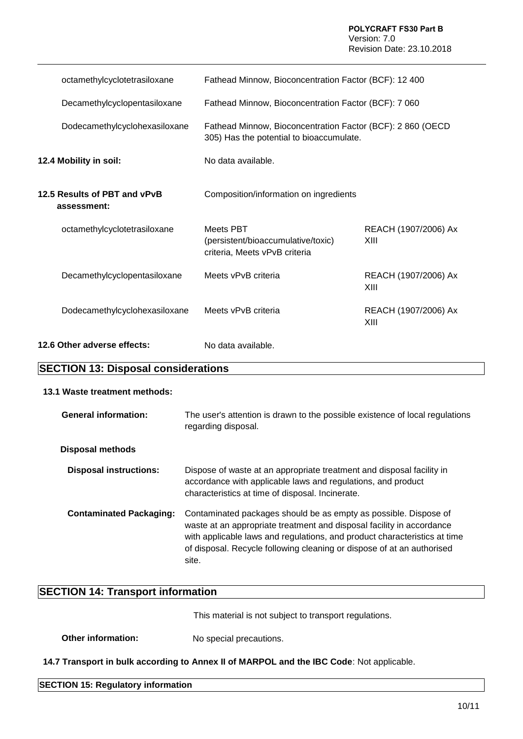| | |
|---|---|
| octamethylcyclotetrasiloxane | Fathead Minnow, Bioconcentration Factor (BCF): 12 400 |
| Decamethylcyclopentasiloxane | Fathead Minnow, Bioconcentration Factor (BCF): 7 060 |
| Dodecamethylcyclohexasiloxane | Fathead Minnow, Bioconcentration Factor (BCF): 2 860 (OECD 305) Has the potential to bioaccumulate. |

**12.4 Mobility in soil:** No data available.

**12.5 Results of PBT and vPvB assessment:** Composition/information on ingredients

| | | |
|---|---|---|
| octamethylcyclotetrasiloxane | Meets PBT (persistent/bioaccumulative/toxic) criteria, Meets vPvB criteria | REACH (1907/2006) Ax XIII |
| Decamethylcyclopentasiloxane | Meets vPvB criteria | REACH (1907/2006) Ax XIII |
| Dodecamethylcyclohexasiloxane | Meets vPvB criteria | REACH (1907/2006) Ax XIII |

**12.6 Other adverse effects:** No data available.

## SECTION 13: Disposal considerations

**13.1 Waste treatment methods:**

**General information:** The user's attention is drawn to the possible existence of local regulations regarding disposal.

**Disposal methods**

**Disposal instructions:** Dispose of waste at an appropriate treatment and disposal facility in accordance with applicable laws and regulations, and product characteristics at time of disposal. Incinerate.

**Contaminated Packaging:** Contaminated packages should be as empty as possible. Dispose of waste at an appropriate treatment and disposal facility in accordance with applicable laws and regulations, and product characteristics at time of disposal. Recycle following cleaning or dispose of at an authorised site.

## SECTION 14: Transport information

This material is not subject to transport regulations.

**Other information:** No special precautions.

**14.7 Transport in bulk according to Annex II of MARPOL and the IBC Code**: Not applicable.

## SECTION 15: Regulatory information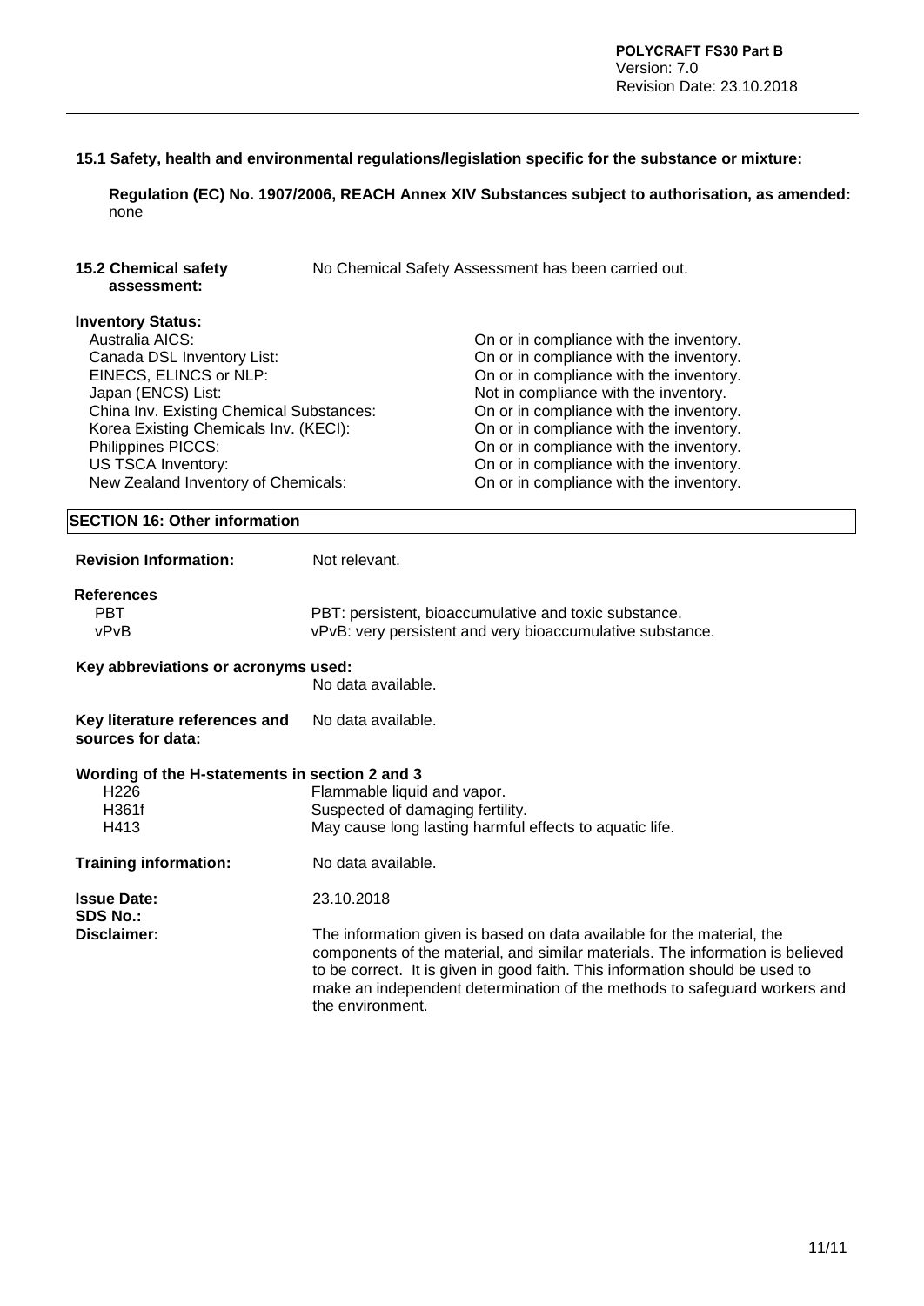**15.1 Safety, health and environmental regulations/legislation specific for the substance or mixture:**

**Regulation (EC) No. 1907/2006, REACH Annex XIV Substances subject to authorisation, as amended:**
none

**15.2 Chemical safety assessment:** No Chemical Safety Assessment has been carried out.

**Inventory Status:**

| | |
|---|---|
| Australia AICS: | On or in compliance with the inventory. |
| Canada DSL Inventory List: | On or in compliance with the inventory. |
| EINECS, ELINCS or NLP: | On or in compliance with the inventory. |
| Japan (ENCS) List: | Not in compliance with the inventory. |
| China Inv. Existing Chemical Substances: | On or in compliance with the inventory. |
| Korea Existing Chemicals Inv. (KECI): | On or in compliance with the inventory. |
| Philippines PICCS: | On or in compliance with the inventory. |
| US TSCA Inventory: | On or in compliance with the inventory. |
| New Zealand Inventory of Chemicals: | On or in compliance with the inventory. |

## SECTION 16: Other information

**Revision Information:** Not relevant.

**References**

| | |
|---|---|
| PBT | PBT: persistent, bioaccumulative and toxic substance. |
| vPvB | vPvB: very persistent and very bioaccumulative substance. |

**Key abbreviations or acronyms used:**
No data available.

**Key literature references and sources for data:** No data available.

**Wording of the H-statements in section 2 and 3**

| | |
|---|---|
| H226 | Flammable liquid and vapor. |
| H361f | Suspected of damaging fertility. |
| H413 | May cause long lasting harmful effects to aquatic life. |

**Training information:** No data available.

**Issue Date:** 23.10.2018

**SDS No.:**

**Disclaimer:** The information given is based on data available for the material, the components of the material, and similar materials. The information is believed to be correct. It is given in good faith. This information should be used to make an independent determination of the methods to safeguard workers and the environment.